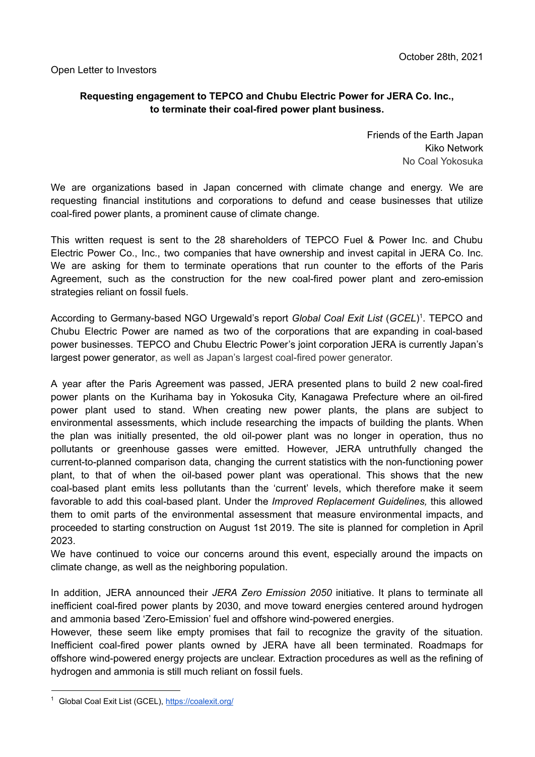October 28th, 2021

Open Letter to Investors

**Requesting engagement to TEPCO and Chubu Electric Power for JERA Co. Inc., to terminate their coal-fired power plant business.**

Friends of the Earth Japan
Kiko Network
No Coal Yokosuka

We are organizations based in Japan concerned with climate change and energy. We are requesting financial institutions and corporations to defund and cease businesses that utilize coal-fired power plants, a prominent cause of climate change.

This written request is sent to the 28 shareholders of TEPCO Fuel & Power Inc. and Chubu Electric Power Co., Inc., two companies that have ownership and invest capital in JERA Co. Inc. We are asking for them to terminate operations that run counter to the efforts of the Paris Agreement, such as the construction for the new coal-fired power plant and zero-emission strategies reliant on fossil fuels.

According to Germany-based NGO Urgewald's report *Global Coal Exit List* (*GCEL*)[1]. TEPCO and Chubu Electric Power are named as two of the corporations that are expanding in coal-based power businesses. TEPCO and Chubu Electric Power's joint corporation JERA is currently Japan's largest power generator, as well as Japan's largest coal-fired power generator.

A year after the Paris Agreement was passed, JERA presented plans to build 2 new coal-fired power plants on the Kurihama bay in Yokosuka City, Kanagawa Prefecture where an oil-fired power plant used to stand. When creating new power plants, the plans are subject to environmental assessments, which include researching the impacts of building the plants. When the plan was initially presented, the old oil-power plant was no longer in operation, thus no pollutants or greenhouse gasses were emitted. However, JERA untruthfully changed the current-to-planned comparison data, changing the current statistics with the non-functioning power plant, to that of when the oil-based power plant was operational. This shows that the new coal-based plant emits less pollutants than the 'current' levels, which therefore make it seem favorable to add this coal-based plant. Under the *Improved Replacement Guidelines,* this allowed them to omit parts of the environmental assessment that measure environmental impacts, and proceeded to starting construction on August 1st 2019. The site is planned for completion in April 2023.

We have continued to voice our concerns around this event, especially around the impacts on climate change, as well as the neighboring population.

In addition, JERA announced their *JERA Zero Emission 2050* initiative. It plans to terminate all inefficient coal-fired power plants by 2030, and move toward energies centered around hydrogen and ammonia based 'Zero-Emission' fuel and offshore wind-powered energies.

However, these seem like empty promises that fail to recognize the gravity of the situation. Inefficient coal-fired power plants owned by JERA have all been terminated. Roadmaps for offshore wind-powered energy projects are unclear. Extraction procedures as well as the refining of hydrogen and ammonia is still much reliant on fossil fuels.

---

[1] Global Coal Exit List (GCEL), https://coalexit.org/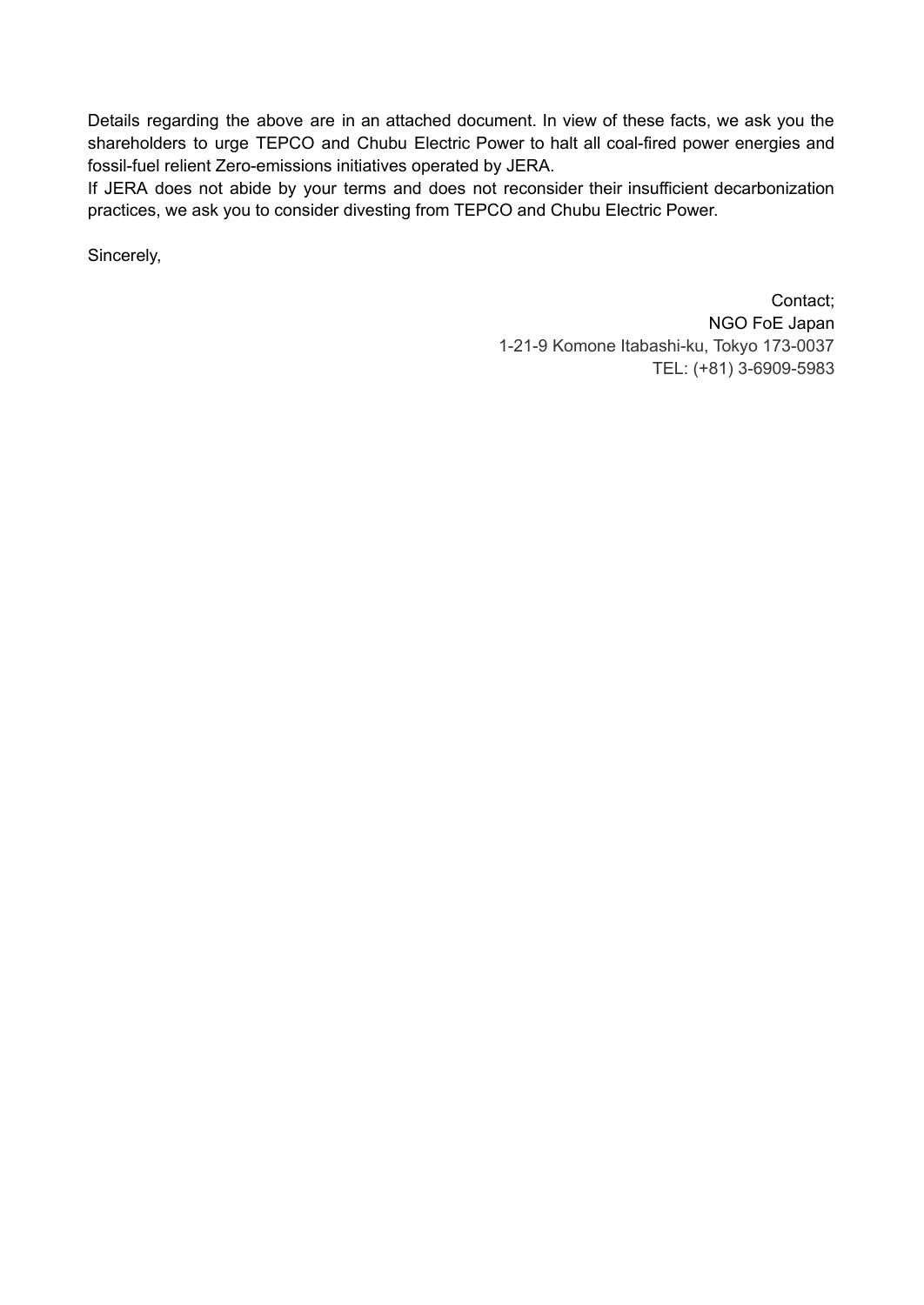Details regarding the above are in an attached document. In view of these facts, we ask you the shareholders to urge TEPCO and Chubu Electric Power to halt all coal-fired power energies and fossil-fuel relient Zero-emissions initiatives operated by JERA.

If JERA does not abide by your terms and does not reconsider their insufficient decarbonization practices, we ask you to consider divesting from TEPCO and Chubu Electric Power.

Sincerely,

Contact;
NGO FoE Japan
1-21-9 Komone Itabashi-ku, Tokyo 173-0037
TEL: (+81) 3-6909-5983